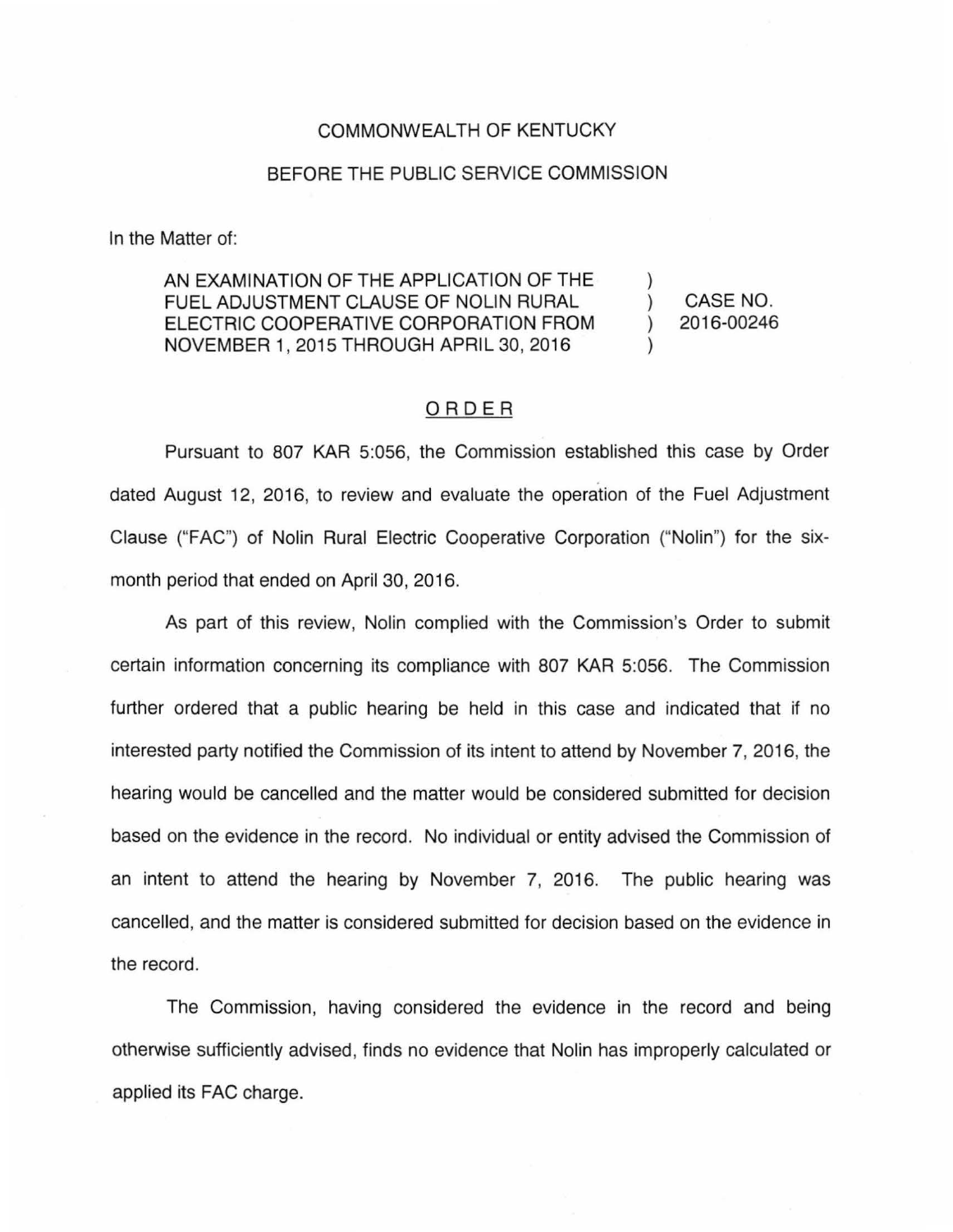COMMONWEALTH OF KENTUCKY

BEFORE THE PUBLIC SERVICE COMMISSION

In the Matter of:

| | | |
|---|---|---|
| AN EXAMINATION OF THE APPLICATION OF THE FUEL ADJUSTMENT CLAUSE OF NOLIN RURAL ELECTRIC COOPERATIVE CORPORATION FROM NOVEMBER 1, 2015 THROUGH APRIL 30, 2016 | ) ) ) ) | CASE NO. 2016-00246 |

## ORDER

Pursuant to 807 KAR 5:056, the Commission established this case by Order dated August 12, 2016, to review and evaluate the operation of the Fuel Adjustment Clause ("FAC") of Nolin Rural Electric Cooperative Corporation ("Nolin") for the six-month period that ended on April 30, 2016.

As part of this review, Nolin complied with the Commission's Order to submit certain information concerning its compliance with 807 KAR 5:056. The Commission further ordered that a public hearing be held in this case and indicated that if no interested party notified the Commission of its intent to attend by November 7, 2016, the hearing would be cancelled and the matter would be considered submitted for decision based on the evidence in the record. No individual or entity advised the Commission of an intent to attend the hearing by November 7, 2016. The public hearing was cancelled, and the matter is considered submitted for decision based on the evidence in the record.

The Commission, having considered the evidence in the record and being otherwise sufficiently advised, finds no evidence that Nolin has improperly calculated or applied its FAC charge.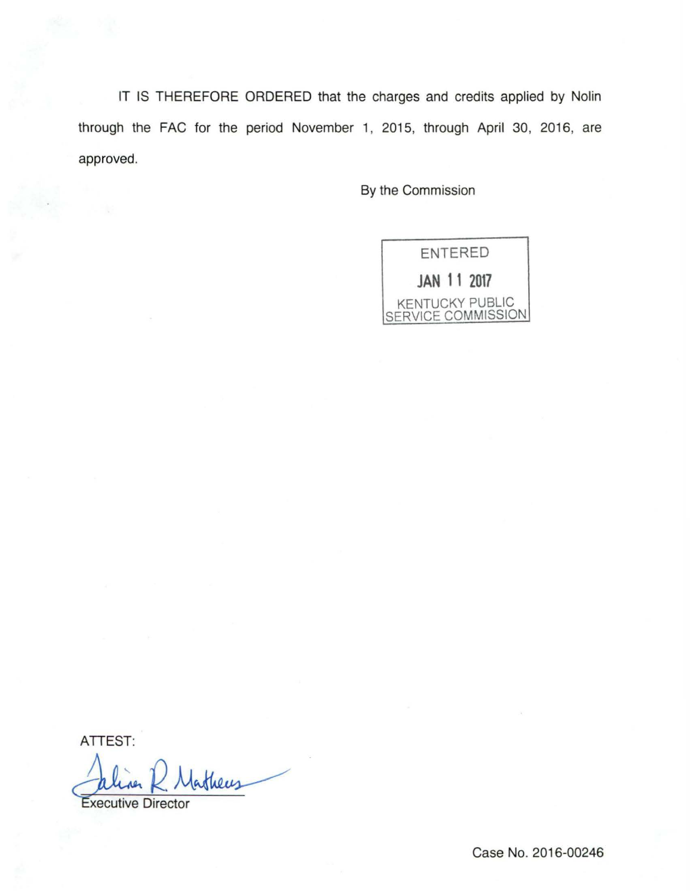IT IS THEREFORE ORDERED that the charges and credits applied by Nolin through the FAC for the period November 1, 2015, through April 30, 2016, are approved.

By the Commission

ENTERED
JAN 11 2017
KENTUCKY PUBLIC SERVICE COMMISSION

ATTEST:

Executive Director

Case No. 2016-00246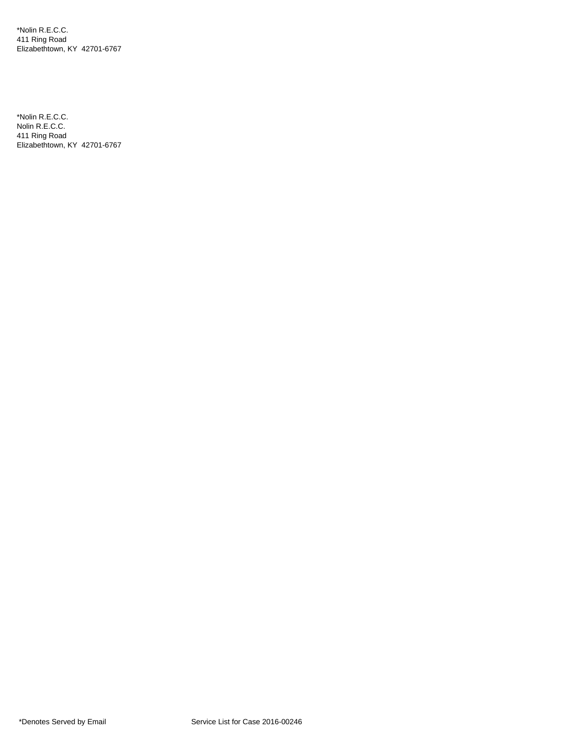*Nolin R.E.C.C.
411 Ring Road
Elizabethtown, KY  42701-6767

*Nolin R.E.C.C.
Nolin R.E.C.C.
411 Ring Road
Elizabethtown, KY  42701-6767

*Denotes Served by Email

Service List for Case 2016-00246